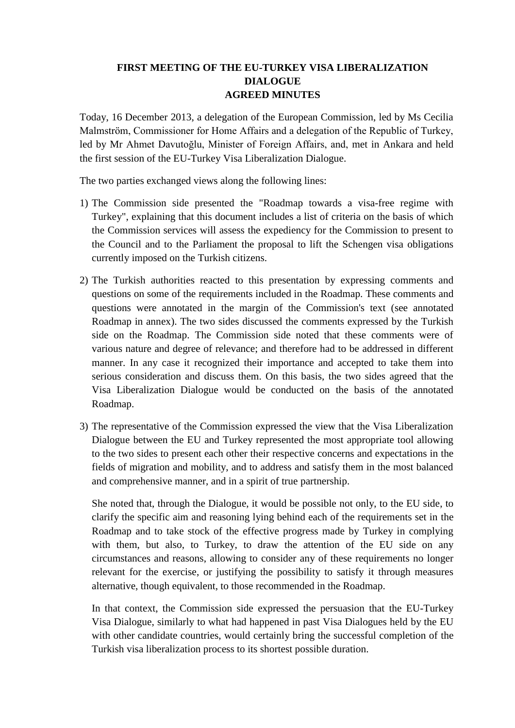# FIRST MEETING OF THE EU-TURKEY VISA LIBERALIZATION DIALOGUE
# AGREED MINUTES

Today, 16 December 2013, a delegation of the European Commission, led by Ms Cecilia Malmström, Commissioner for Home Affairs and a delegation of the Republic of Turkey, led by Mr Ahmet Davutoğlu, Minister of Foreign Affairs, and, met in Ankara and held the first session of the EU-Turkey Visa Liberalization Dialogue.

The two parties exchanged views along the following lines:

1) The Commission side presented the "Roadmap towards a visa-free regime with Turkey", explaining that this document includes a list of criteria on the basis of which the Commission services will assess the expediency for the Commission to present to the Council and to the Parliament the proposal to lift the Schengen visa obligations currently imposed on the Turkish citizens.

2) The Turkish authorities reacted to this presentation by expressing comments and questions on some of the requirements included in the Roadmap. These comments and questions were annotated in the margin of the Commission's text (see annotated Roadmap in annex). The two sides discussed the comments expressed by the Turkish side on the Roadmap. The Commission side noted that these comments were of various nature and degree of relevance; and therefore had to be addressed in different manner. In any case it recognized their importance and accepted to take them into serious consideration and discuss them. On this basis, the two sides agreed that the Visa Liberalization Dialogue would be conducted on the basis of the annotated Roadmap.

3) The representative of the Commission expressed the view that the Visa Liberalization Dialogue between the EU and Turkey represented the most appropriate tool allowing to the two sides to present each other their respective concerns and expectations in the fields of migration and mobility, and to address and satisfy them in the most balanced and comprehensive manner, and in a spirit of true partnership.

   She noted that, through the Dialogue, it would be possible not only, to the EU side, to clarify the specific aim and reasoning lying behind each of the requirements set in the Roadmap and to take stock of the effective progress made by Turkey in complying with them, but also, to Turkey, to draw the attention of the EU side on any circumstances and reasons, allowing to consider any of these requirements no longer relevant for the exercise, or justifying the possibility to satisfy it through measures alternative, though equivalent, to those recommended in the Roadmap.

   In that context, the Commission side expressed the persuasion that the EU-Turkey Visa Dialogue, similarly to what had happened in past Visa Dialogues held by the EU with other candidate countries, would certainly bring the successful completion of the Turkish visa liberalization process to its shortest possible duration.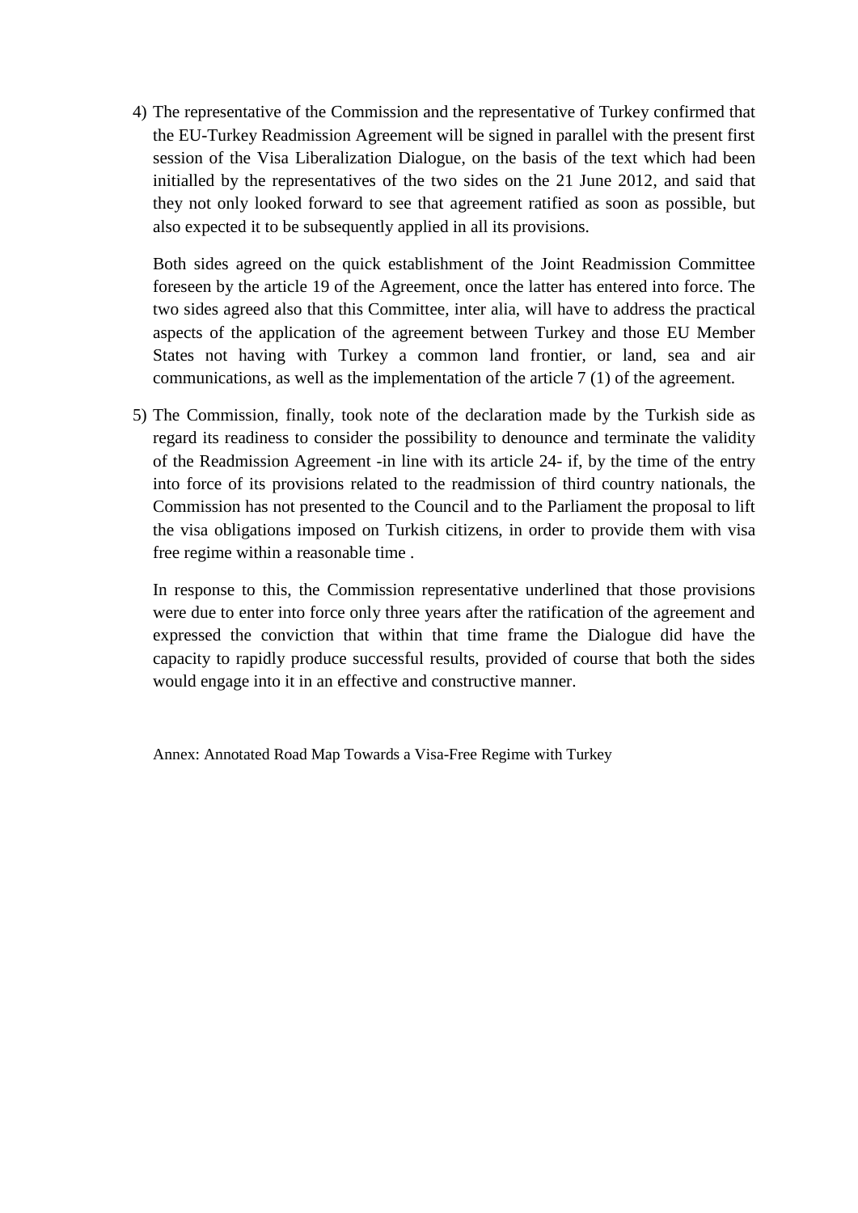4) The representative of the Commission and the representative of Turkey confirmed that the EU-Turkey Readmission Agreement will be signed in parallel with the present first session of the Visa Liberalization Dialogue, on the basis of the text which had been initialled by the representatives of the two sides on the 21 June 2012, and said that they not only looked forward to see that agreement ratified as soon as possible, but also expected it to be subsequently applied in all its provisions.

   Both sides agreed on the quick establishment of the Joint Readmission Committee foreseen by the article 19 of the Agreement, once the latter has entered into force. The two sides agreed also that this Committee, inter alia, will have to address the practical aspects of the application of the agreement between Turkey and those EU Member States not having with Turkey a common land frontier, or land, sea and air communications, as well as the implementation of the article 7 (1) of the agreement.

5) The Commission, finally, took note of the declaration made by the Turkish side as regard its readiness to consider the possibility to denounce and terminate the validity of the Readmission Agreement -in line with its article 24- if, by the time of the entry into force of its provisions related to the readmission of third country nationals, the Commission has not presented to the Council and to the Parliament the proposal to lift the visa obligations imposed on Turkish citizens, in order to provide them with visa free regime within a reasonable time .

   In response to this, the Commission representative underlined that those provisions were due to enter into force only three years after the ratification of the agreement and expressed the conviction that within that time frame the Dialogue did have the capacity to rapidly produce successful results, provided of course that both the sides would engage into it in an effective and constructive manner.

Annex: Annotated Road Map Towards a Visa-Free Regime with Turkey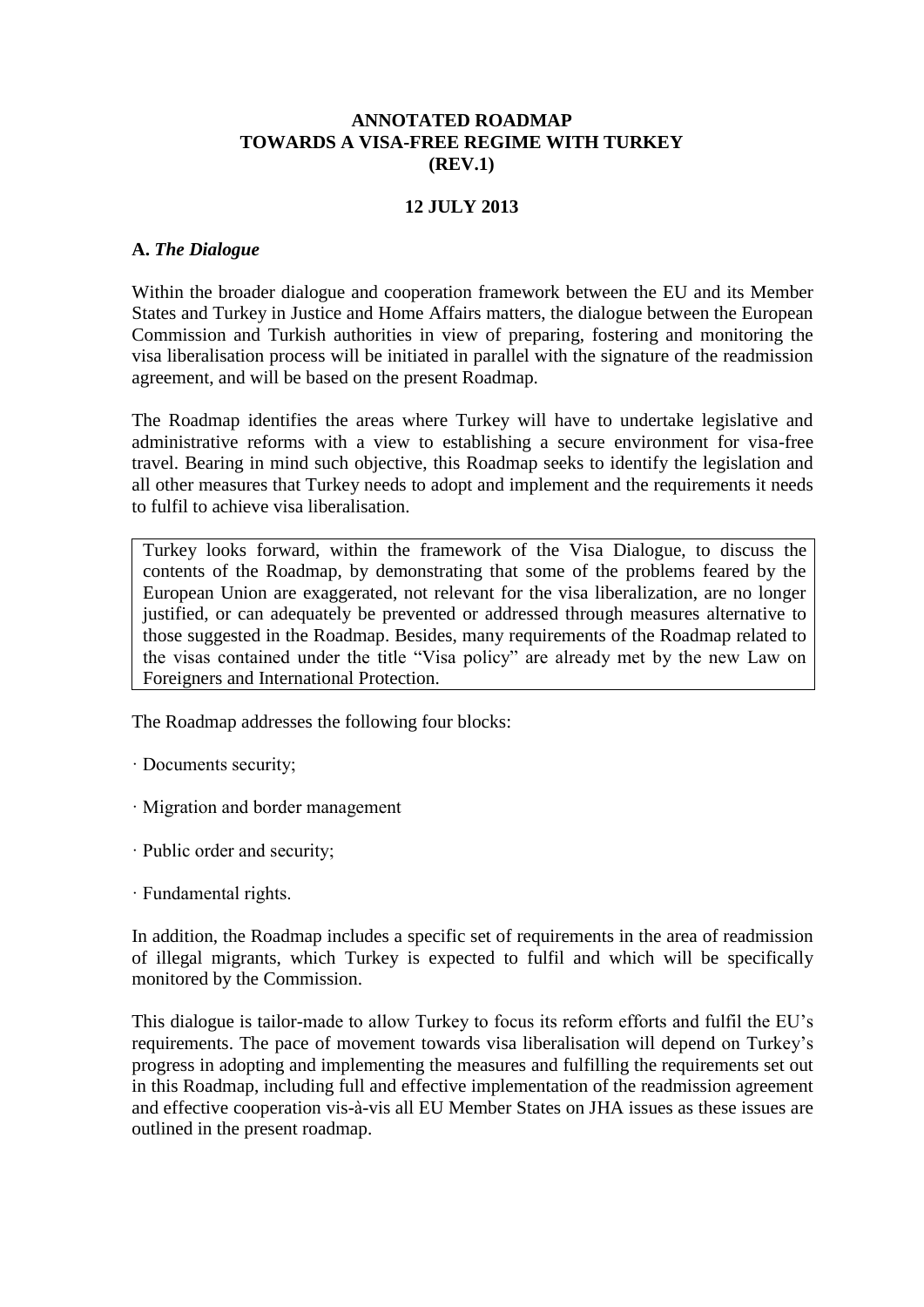**ANNOTATED ROADMAP**
**TOWARDS A VISA-FREE REGIME WITH TURKEY**
**(REV.1)**

**12 JULY 2013**

## A. *The Dialogue*

Within the broader dialogue and cooperation framework between the EU and its Member States and Turkey in Justice and Home Affairs matters, the dialogue between the European Commission and Turkish authorities in view of preparing, fostering and monitoring the visa liberalisation process will be initiated in parallel with the signature of the readmission agreement, and will be based on the present Roadmap.

The Roadmap identifies the areas where Turkey will have to undertake legislative and administrative reforms with a view to establishing a secure environment for visa-free travel. Bearing in mind such objective, this Roadmap seeks to identify the legislation and all other measures that Turkey needs to adopt and implement and the requirements it needs to fulfil to achieve visa liberalisation.

> Turkey looks forward, within the framework of the Visa Dialogue, to discuss the contents of the Roadmap, by demonstrating that some of the problems feared by the European Union are exaggerated, not relevant for the visa liberalization, are no longer justified, or can adequately be prevented or addressed through measures alternative to those suggested in the Roadmap. Besides, many requirements of the Roadmap related to the visas contained under the title "Visa policy" are already met by the new Law on Foreigners and International Protection.

The Roadmap addresses the following four blocks:

· Documents security;

· Migration and border management

· Public order and security;

· Fundamental rights.

In addition, the Roadmap includes a specific set of requirements in the area of readmission of illegal migrants, which Turkey is expected to fulfil and which will be specifically monitored by the Commission.

This dialogue is tailor-made to allow Turkey to focus its reform efforts and fulfil the EU's requirements. The pace of movement towards visa liberalisation will depend on Turkey's progress in adopting and implementing the measures and fulfilling the requirements set out in this Roadmap, including full and effective implementation of the readmission agreement and effective cooperation vis-à-vis all EU Member States on JHA issues as these issues are outlined in the present roadmap.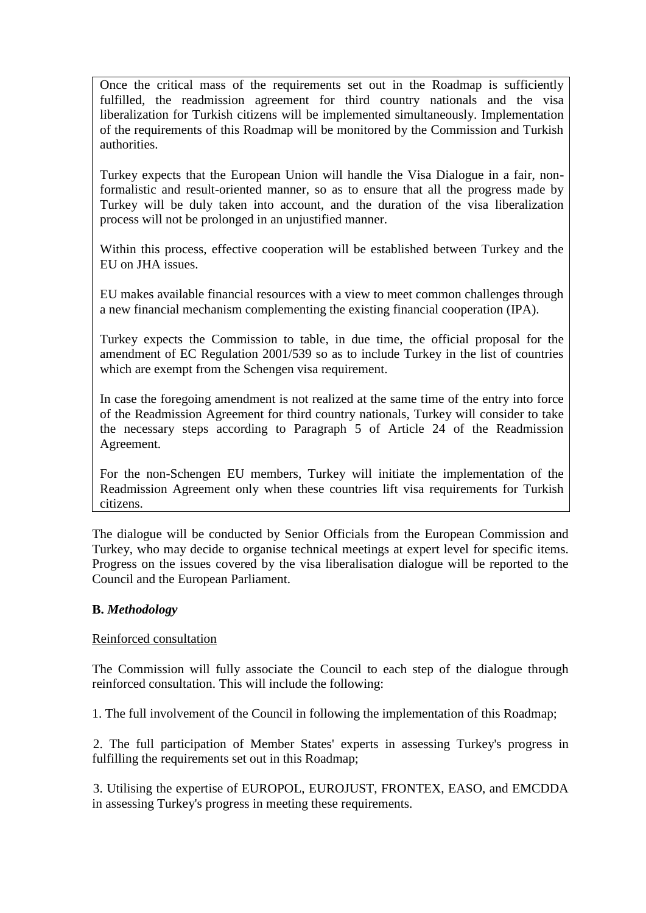Once the critical mass of the requirements set out in the Roadmap is sufficiently fulfilled, the readmission agreement for third country nationals and the visa liberalization for Turkish citizens will be implemented simultaneously. Implementation of the requirements of this Roadmap will be monitored by the Commission and Turkish authorities.

Turkey expects that the European Union will handle the Visa Dialogue in a fair, non-formalistic and result-oriented manner, so as to ensure that all the progress made by Turkey will be duly taken into account, and the duration of the visa liberalization process will not be prolonged in an unjustified manner.

Within this process, effective cooperation will be established between Turkey and the EU on JHA issues.

EU makes available financial resources with a view to meet common challenges through a new financial mechanism complementing the existing financial cooperation (IPA).

Turkey expects the Commission to table, in due time, the official proposal for the amendment of EC Regulation 2001/539 so as to include Turkey in the list of countries which are exempt from the Schengen visa requirement.

In case the foregoing amendment is not realized at the same time of the entry into force of the Readmission Agreement for third country nationals, Turkey will consider to take the necessary steps according to Paragraph 5 of Article 24 of the Readmission Agreement.

For the non-Schengen EU members, Turkey will initiate the implementation of the Readmission Agreement only when these countries lift visa requirements for Turkish citizens.

The dialogue will be conducted by Senior Officials from the European Commission and Turkey, who may decide to organise technical meetings at expert level for specific items. Progress on the issues covered by the visa liberalisation dialogue will be reported to the Council and the European Parliament.

### B. *Methodology*

Reinforced consultation

The Commission will fully associate the Council to each step of the dialogue through reinforced consultation. This will include the following:

1. The full involvement of the Council in following the implementation of this Roadmap;

2. The full participation of Member States' experts in assessing Turkey's progress in fulfilling the requirements set out in this Roadmap;

3. Utilising the expertise of EUROPOL, EUROJUST, FRONTEX, EASO, and EMCDDA in assessing Turkey's progress in meeting these requirements.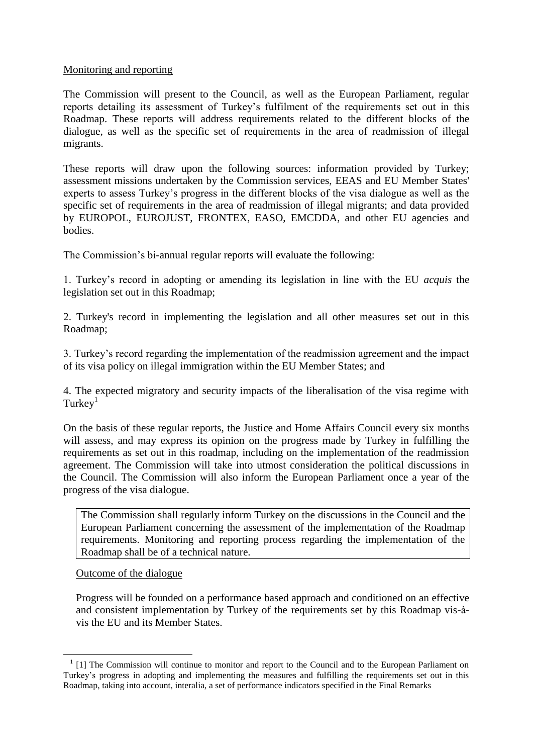Monitoring and reporting

The Commission will present to the Council, as well as the European Parliament, regular reports detailing its assessment of Turkey's fulfilment of the requirements set out in this Roadmap. These reports will address requirements related to the different blocks of the dialogue, as well as the specific set of requirements in the area of readmission of illegal migrants.

These reports will draw upon the following sources: information provided by Turkey; assessment missions undertaken by the Commission services, EEAS and EU Member States' experts to assess Turkey's progress in the different blocks of the visa dialogue as well as the specific set of requirements in the area of readmission of illegal migrants; and data provided by EUROPOL, EUROJUST, FRONTEX, EASO, EMCDDA, and other EU agencies and bodies.

The Commission's bi-annual regular reports will evaluate the following:

1. Turkey's record in adopting or amending its legislation in line with the EU *acquis* the legislation set out in this Roadmap;

2. Turkey's record in implementing the legislation and all other measures set out in this Roadmap;

3. Turkey's record regarding the implementation of the readmission agreement and the impact of its visa policy on illegal immigration within the EU Member States; and

4. The expected migratory and security impacts of the liberalisation of the visa regime with Turkey[1]

On the basis of these regular reports, the Justice and Home Affairs Council every six months will assess, and may express its opinion on the progress made by Turkey in fulfilling the requirements as set out in this roadmap, including on the implementation of the readmission agreement. The Commission will take into utmost consideration the political discussions in the Council. The Commission will also inform the European Parliament once a year of the progress of the visa dialogue.

The Commission shall regularly inform Turkey on the discussions in the Council and the European Parliament concerning the assessment of the implementation of the Roadmap requirements. Monitoring and reporting process regarding the implementation of the Roadmap shall be of a technical nature.

Outcome of the dialogue

Progress will be founded on a performance based approach and conditioned on an effective and consistent implementation by Turkey of the requirements set by this Roadmap vis-à-vis the EU and its Member States.

[1] [1] The Commission will continue to monitor and report to the Council and to the European Parliament on Turkey's progress in adopting and implementing the measures and fulfilling the requirements set out in this Roadmap, taking into account, interalia, a set of performance indicators specified in the Final Remarks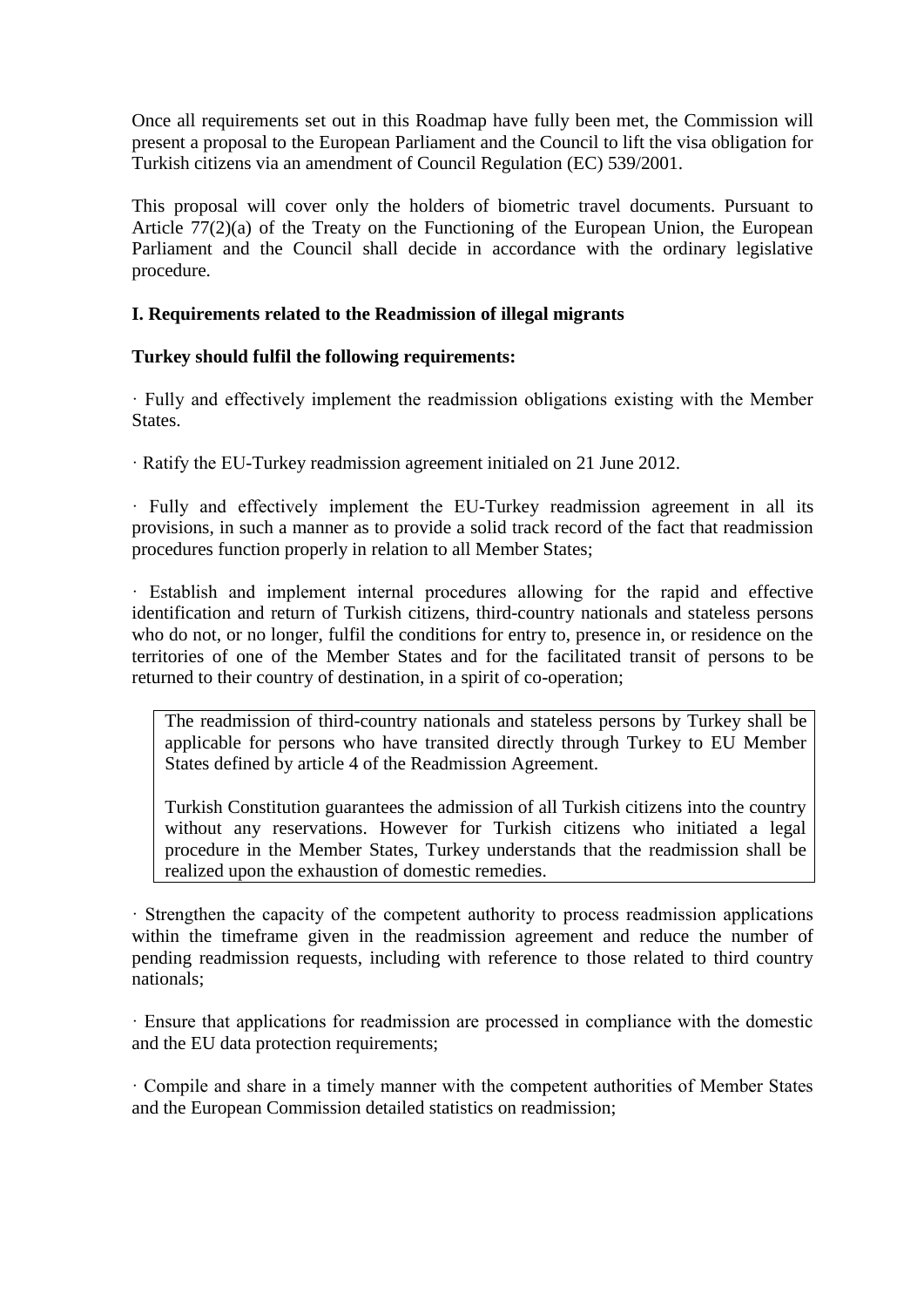Once all requirements set out in this Roadmap have fully been met, the Commission will present a proposal to the European Parliament and the Council to lift the visa obligation for Turkish citizens via an amendment of Council Regulation (EC) 539/2001.

This proposal will cover only the holders of biometric travel documents. Pursuant to Article 77(2)(a) of the Treaty on the Functioning of the European Union, the European Parliament and the Council shall decide in accordance with the ordinary legislative procedure.

**I. Requirements related to the Readmission of illegal migrants**

**Turkey should fulfil the following requirements:**

· Fully and effectively implement the readmission obligations existing with the Member States.

· Ratify the EU-Turkey readmission agreement initialed on 21 June 2012.

· Fully and effectively implement the EU-Turkey readmission agreement in all its provisions, in such a manner as to provide a solid track record of the fact that readmission procedures function properly in relation to all Member States;

· Establish and implement internal procedures allowing for the rapid and effective identification and return of Turkish citizens, third-country nationals and stateless persons who do not, or no longer, fulfil the conditions for entry to, presence in, or residence on the territories of one of the Member States and for the facilitated transit of persons to be returned to their country of destination, in a spirit of co-operation;

> The readmission of third-country nationals and stateless persons by Turkey shall be applicable for persons who have transited directly through Turkey to EU Member States defined by article 4 of the Readmission Agreement.
>
> Turkish Constitution guarantees the admission of all Turkish citizens into the country without any reservations. However for Turkish citizens who initiated a legal procedure in the Member States, Turkey understands that the readmission shall be realized upon the exhaustion of domestic remedies.

· Strengthen the capacity of the competent authority to process readmission applications within the timeframe given in the readmission agreement and reduce the number of pending readmission requests, including with reference to those related to third country nationals;

· Ensure that applications for readmission are processed in compliance with the domestic and the EU data protection requirements;

· Compile and share in a timely manner with the competent authorities of Member States and the European Commission detailed statistics on readmission;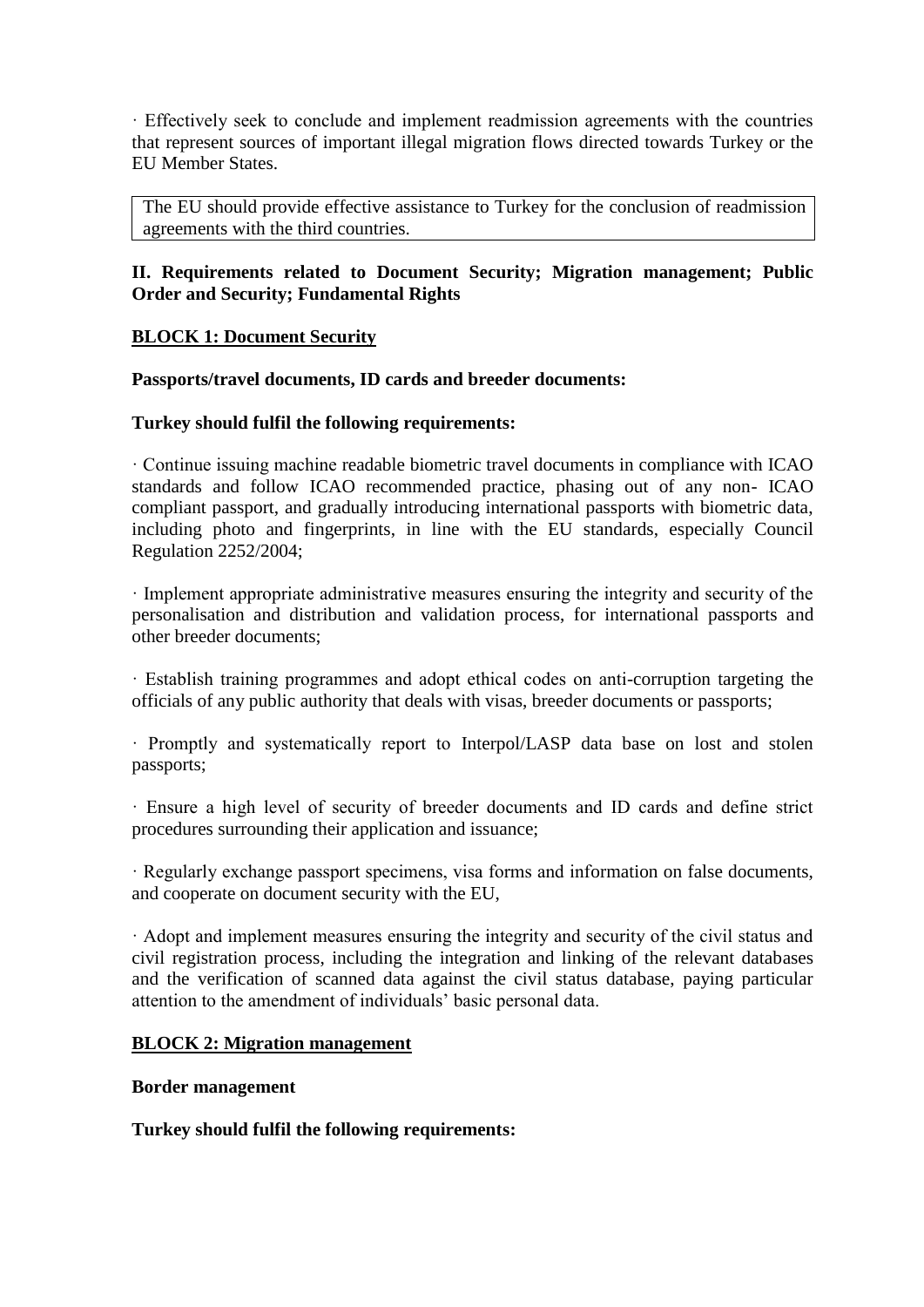· Effectively seek to conclude and implement readmission agreements with the countries that represent sources of important illegal migration flows directed towards Turkey or the EU Member States.

| The EU should provide effective assistance to Turkey for the conclusion of readmission agreements with the third countries. |
|---|

**II. Requirements related to Document Security; Migration management; Public Order and Security; Fundamental Rights**

**<u>BLOCK 1: Document Security</u>**

**Passports/travel documents, ID cards and breeder documents:**

**Turkey should fulfil the following requirements:**

· Continue issuing machine readable biometric travel documents in compliance with ICAO standards and follow ICAO recommended practice, phasing out of any non- ICAO compliant passport, and gradually introducing international passports with biometric data, including photo and fingerprints, in line with the EU standards, especially Council Regulation 2252/2004;

· Implement appropriate administrative measures ensuring the integrity and security of the personalisation and distribution and validation process, for international passports and other breeder documents;

· Establish training programmes and adopt ethical codes on anti-corruption targeting the officials of any public authority that deals with visas, breeder documents or passports;

· Promptly and systematically report to Interpol/LASP data base on lost and stolen passports;

· Ensure a high level of security of breeder documents and ID cards and define strict procedures surrounding their application and issuance;

· Regularly exchange passport specimens, visa forms and information on false documents, and cooperate on document security with the EU,

· Adopt and implement measures ensuring the integrity and security of the civil status and civil registration process, including the integration and linking of the relevant databases and the verification of scanned data against the civil status database, paying particular attention to the amendment of individuals' basic personal data.

**<u>BLOCK 2: Migration management</u>**

**Border management**

**Turkey should fulfil the following requirements:**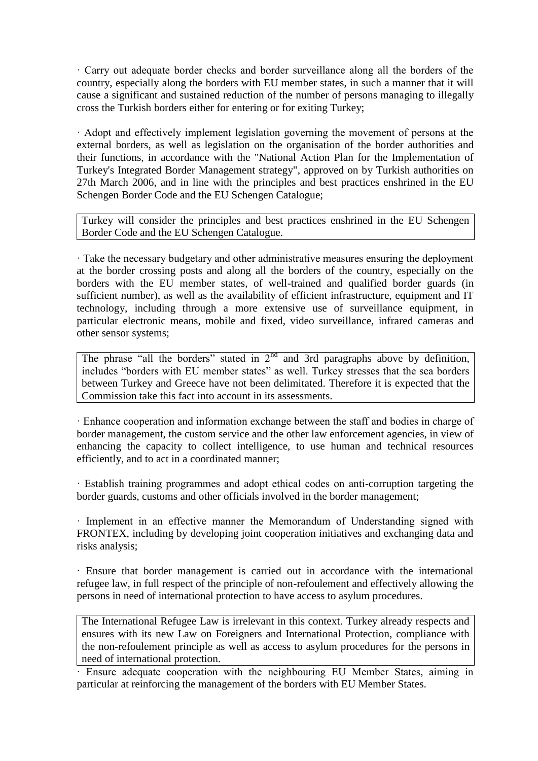· Carry out adequate border checks and border surveillance along all the borders of the country, especially along the borders with EU member states, in such a manner that it will cause a significant and sustained reduction of the number of persons managing to illegally cross the Turkish borders either for entering or for exiting Turkey;

· Adopt and effectively implement legislation governing the movement of persons at the external borders, as well as legislation on the organisation of the border authorities and their functions, in accordance with the "National Action Plan for the Implementation of Turkey's Integrated Border Management strategy", approved on by Turkish authorities on 27th March 2006, and in line with the principles and best practices enshrined in the EU Schengen Border Code and the EU Schengen Catalogue;

> Turkey will consider the principles and best practices enshrined in the EU Schengen Border Code and the EU Schengen Catalogue.

· Take the necessary budgetary and other administrative measures ensuring the deployment at the border crossing posts and along all the borders of the country, especially on the borders with the EU member states, of well-trained and qualified border guards (in sufficient number), as well as the availability of efficient infrastructure, equipment and IT technology, including through a more extensive use of surveillance equipment, in particular electronic means, mobile and fixed, video surveillance, infrared cameras and other sensor systems;

> The phrase "all the borders" stated in 2nd and 3rd paragraphs above by definition, includes "borders with EU member states" as well. Turkey stresses that the sea borders between Turkey and Greece have not been delimitated. Therefore it is expected that the Commission take this fact into account in its assessments.

· Enhance cooperation and information exchange between the staff and bodies in charge of border management, the custom service and the other law enforcement agencies, in view of enhancing the capacity to collect intelligence, to use human and technical resources efficiently, and to act in a coordinated manner;

· Establish training programmes and adopt ethical codes on anti-corruption targeting the border guards, customs and other officials involved in the border management;

· Implement in an effective manner the Memorandum of Understanding signed with FRONTEX, including by developing joint cooperation initiatives and exchanging data and risks analysis;

· Ensure that border management is carried out in accordance with the international refugee law, in full respect of the principle of non-refoulement and effectively allowing the persons in need of international protection to have access to asylum procedures.

> The International Refugee Law is irrelevant in this context. Turkey already respects and ensures with its new Law on Foreigners and International Protection, compliance with the non-refoulement principle as well as access to asylum procedures for the persons in need of international protection.

· Ensure adequate cooperation with the neighbouring EU Member States, aiming in particular at reinforcing the management of the borders with EU Member States.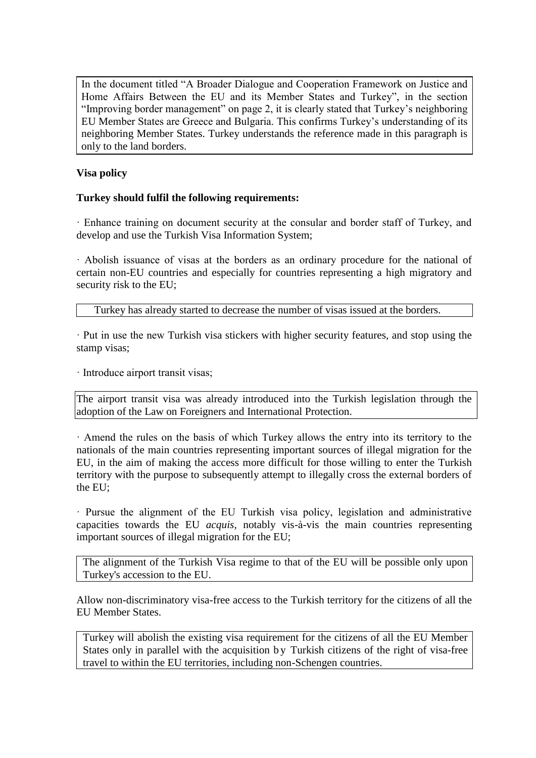In the document titled "A Broader Dialogue and Cooperation Framework on Justice and Home Affairs Between the EU and its Member States and Turkey", in the section "Improving border management" on page 2, it is clearly stated that Turkey's neighboring EU Member States are Greece and Bulgaria. This confirms Turkey's understanding of its neighboring Member States. Turkey understands the reference made in this paragraph is only to the land borders.

**Visa policy**

**Turkey should fulfil the following requirements:**

· Enhance training on document security at the consular and border staff of Turkey, and develop and use the Turkish Visa Information System;

· Abolish issuance of visas at the borders as an ordinary procedure for the national of certain non-EU countries and especially for countries representing a high migratory and security risk to the EU;

Turkey has already started to decrease the number of visas issued at the borders.

· Put in use the new Turkish visa stickers with higher security features, and stop using the stamp visas;

· Introduce airport transit visas;

The airport transit visa was already introduced into the Turkish legislation through the adoption of the Law on Foreigners and International Protection.

· Amend the rules on the basis of which Turkey allows the entry into its territory to the nationals of the main countries representing important sources of illegal migration for the EU, in the aim of making the access more difficult for those willing to enter the Turkish territory with the purpose to subsequently attempt to illegally cross the external borders of the EU;

· Pursue the alignment of the EU Turkish visa policy, legislation and administrative capacities towards the EU *acquis*, notably vis-à-vis the main countries representing important sources of illegal migration for the EU;

The alignment of the Turkish Visa regime to that of the EU will be possible only upon Turkey's accession to the EU.

Allow non-discriminatory visa-free access to the Turkish territory for the citizens of all the EU Member States.

Turkey will abolish the existing visa requirement for the citizens of all the EU Member States only in parallel with the acquisition by Turkish citizens of the right of visa-free travel to within the EU territories, including non-Schengen countries.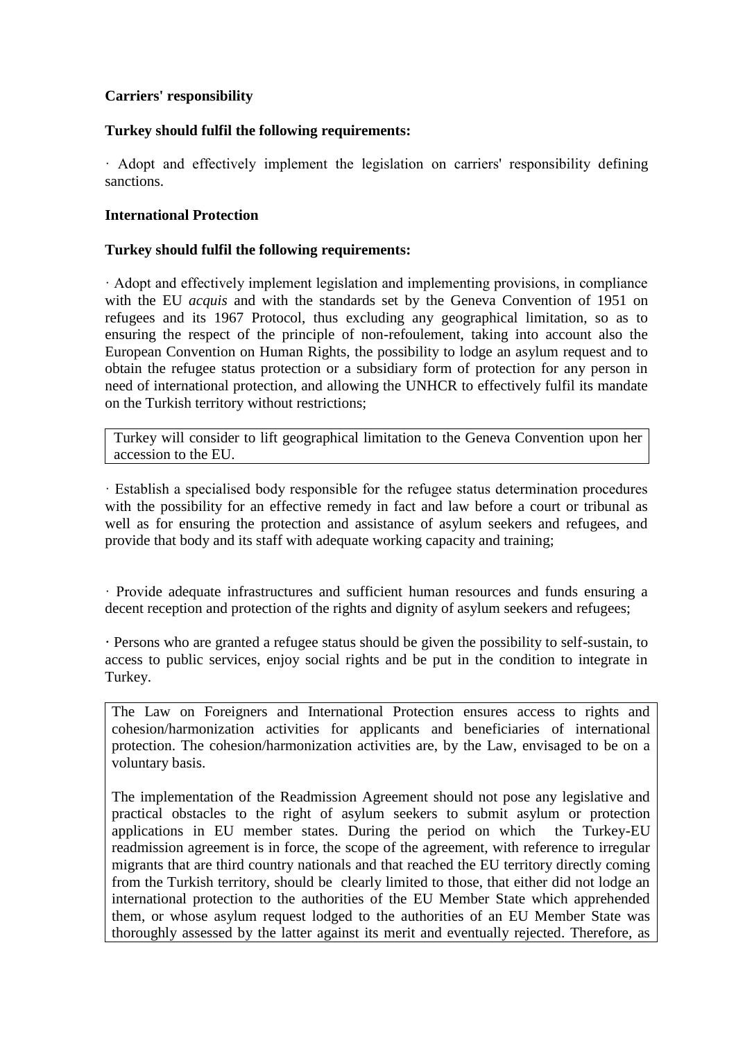**Carriers' responsibility**

**Turkey should fulfil the following requirements:**

· Adopt and effectively implement the legislation on carriers' responsibility defining sanctions.

**International Protection**

**Turkey should fulfil the following requirements:**

· Adopt and effectively implement legislation and implementing provisions, in compliance with the EU *acquis* and with the standards set by the Geneva Convention of 1951 on refugees and its 1967 Protocol, thus excluding any geographical limitation, so as to ensuring the respect of the principle of non-refoulement, taking into account also the European Convention on Human Rights, the possibility to lodge an asylum request and to obtain the refugee status protection or a subsidiary form of protection for any person in need of international protection, and allowing the UNHCR to effectively fulfil its mandate on the Turkish territory without restrictions;

> Turkey will consider to lift geographical limitation to the Geneva Convention upon her accession to the EU.

· Establish a specialised body responsible for the refugee status determination procedures with the possibility for an effective remedy in fact and law before a court or tribunal as well as for ensuring the protection and assistance of asylum seekers and refugees, and provide that body and its staff with adequate working capacity and training;

· Provide adequate infrastructures and sufficient human resources and funds ensuring a decent reception and protection of the rights and dignity of asylum seekers and refugees;

· Persons who are granted a refugee status should be given the possibility to self-sustain, to access to public services, enjoy social rights and be put in the condition to integrate in Turkey.

> The Law on Foreigners and International Protection ensures access to rights and cohesion/harmonization activities for applicants and beneficiaries of international protection. The cohesion/harmonization activities are, by the Law, envisaged to be on a voluntary basis.
>
> The implementation of the Readmission Agreement should not pose any legislative and practical obstacles to the right of asylum seekers to submit asylum or protection applications in EU member states. During the period on which the Turkey-EU readmission agreement is in force, the scope of the agreement, with reference to irregular migrants that are third country nationals and that reached the EU territory directly coming from the Turkish territory, should be clearly limited to those, that either did not lodge an international protection to the authorities of the EU Member State which apprehended them, or whose asylum request lodged to the authorities of an EU Member State was thoroughly assessed by the latter against its merit and eventually rejected. Therefore, as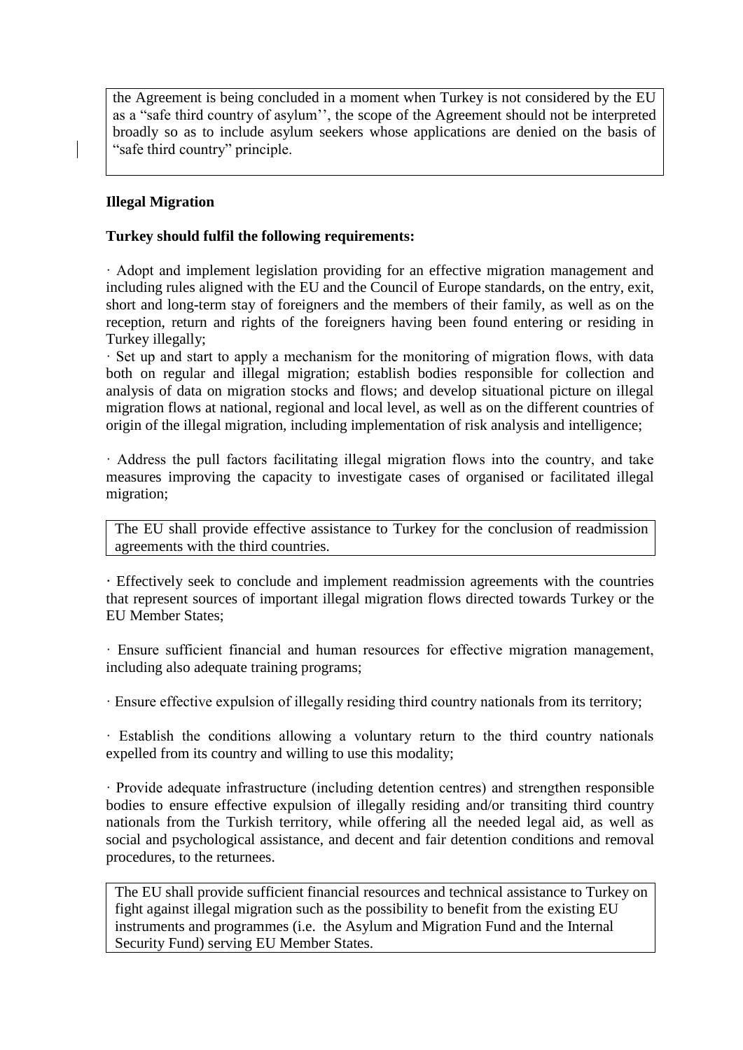the Agreement is being concluded in a moment when Turkey is not considered by the EU as a "safe third country of asylum'', the scope of the Agreement should not be interpreted broadly so as to include asylum seekers whose applications are denied on the basis of "safe third country" principle.

**Illegal Migration**

**Turkey should fulfil the following requirements:**

· Adopt and implement legislation providing for an effective migration management and including rules aligned with the EU and the Council of Europe standards, on the entry, exit, short and long-term stay of foreigners and the members of their family, as well as on the reception, return and rights of the foreigners having been found entering or residing in Turkey illegally;

· Set up and start to apply a mechanism for the monitoring of migration flows, with data both on regular and illegal migration; establish bodies responsible for collection and analysis of data on migration stocks and flows; and develop situational picture on illegal migration flows at national, regional and local level, as well as on the different countries of origin of the illegal migration, including implementation of risk analysis and intelligence;

· Address the pull factors facilitating illegal migration flows into the country, and take measures improving the capacity to investigate cases of organised or facilitated illegal migration;

The EU shall provide effective assistance to Turkey for the conclusion of readmission agreements with the third countries.

· Effectively seek to conclude and implement readmission agreements with the countries that represent sources of important illegal migration flows directed towards Turkey or the EU Member States;

· Ensure sufficient financial and human resources for effective migration management, including also adequate training programs;

· Ensure effective expulsion of illegally residing third country nationals from its territory;

· Establish the conditions allowing a voluntary return to the third country nationals expelled from its country and willing to use this modality;

· Provide adequate infrastructure (including detention centres) and strengthen responsible bodies to ensure effective expulsion of illegally residing and/or transiting third country nationals from the Turkish territory, while offering all the needed legal aid, as well as social and psychological assistance, and decent and fair detention conditions and removal procedures, to the returnees.

The EU shall provide sufficient financial resources and technical assistance to Turkey on fight against illegal migration such as the possibility to benefit from the existing EU instruments and programmes (i.e. the Asylum and Migration Fund and the Internal Security Fund) serving EU Member States.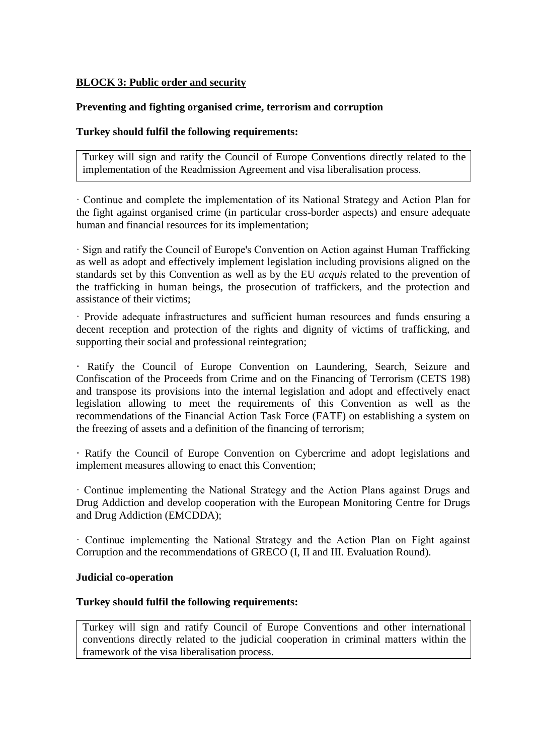**BLOCK 3: Public order and security**

**Preventing and fighting organised crime, terrorism and corruption**

**Turkey should fulfil the following requirements:**

> Turkey will sign and ratify the Council of Europe Conventions directly related to the implementation of the Readmission Agreement and visa liberalisation process.

· Continue and complete the implementation of its National Strategy and Action Plan for the fight against organised crime (in particular cross-border aspects) and ensure adequate human and financial resources for its implementation;

· Sign and ratify the Council of Europe's Convention on Action against Human Trafficking as well as adopt and effectively implement legislation including provisions aligned on the standards set by this Convention as well as by the EU *acquis* related to the prevention of the trafficking in human beings, the prosecution of traffickers, and the protection and assistance of their victims;

· Provide adequate infrastructures and sufficient human resources and funds ensuring a decent reception and protection of the rights and dignity of victims of trafficking, and supporting their social and professional reintegration;

· Ratify the Council of Europe Convention on Laundering, Search, Seizure and Confiscation of the Proceeds from Crime and on the Financing of Terrorism (CETS 198) and transpose its provisions into the internal legislation and adopt and effectively enact legislation allowing to meet the requirements of this Convention as well as the recommendations of the Financial Action Task Force (FATF) on establishing a system on the freezing of assets and a definition of the financing of terrorism;

· Ratify the Council of Europe Convention on Cybercrime and adopt legislations and implement measures allowing to enact this Convention;

· Continue implementing the National Strategy and the Action Plans against Drugs and Drug Addiction and develop cooperation with the European Monitoring Centre for Drugs and Drug Addiction (EMCDDA);

· Continue implementing the National Strategy and the Action Plan on Fight against Corruption and the recommendations of GRECO (I, II and III. Evaluation Round).

**Judicial co-operation**

**Turkey should fulfil the following requirements:**

> Turkey will sign and ratify Council of Europe Conventions and other international conventions directly related to the judicial cooperation in criminal matters within the framework of the visa liberalisation process.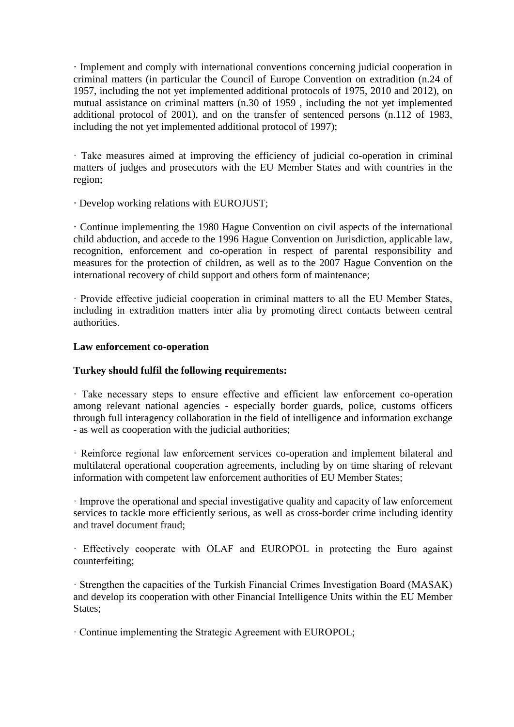· Implement and comply with international conventions concerning judicial cooperation in criminal matters (in particular the Council of Europe Convention on extradition (n.24 of 1957, including the not yet implemented additional protocols of 1975, 2010 and 2012), on mutual assistance on criminal matters (n.30 of 1959 , including the not yet implemented additional protocol of 2001), and on the transfer of sentenced persons (n.112 of 1983, including the not yet implemented additional protocol of 1997);

· Take measures aimed at improving the efficiency of judicial co-operation in criminal matters of judges and prosecutors with the EU Member States and with countries in the region;

· Develop working relations with EUROJUST;

· Continue implementing the 1980 Hague Convention on civil aspects of the international child abduction, and accede to the 1996 Hague Convention on Jurisdiction, applicable law, recognition, enforcement and co-operation in respect of parental responsibility and measures for the protection of children, as well as to the 2007 Hague Convention on the international recovery of child support and others form of maintenance;

· Provide effective judicial cooperation in criminal matters to all the EU Member States, including in extradition matters inter alia by promoting direct contacts between central authorities.

**Law enforcement co-operation**

**Turkey should fulfil the following requirements:**

· Take necessary steps to ensure effective and efficient law enforcement co-operation among relevant national agencies - especially border guards, police, customs officers through full interagency collaboration in the field of intelligence and information exchange - as well as cooperation with the judicial authorities;

· Reinforce regional law enforcement services co-operation and implement bilateral and multilateral operational cooperation agreements, including by on time sharing of relevant information with competent law enforcement authorities of EU Member States;

· Improve the operational and special investigative quality and capacity of law enforcement services to tackle more efficiently serious, as well as cross-border crime including identity and travel document fraud;

· Effectively cooperate with OLAF and EUROPOL in protecting the Euro against counterfeiting;

· Strengthen the capacities of the Turkish Financial Crimes Investigation Board (MASAK) and develop its cooperation with other Financial Intelligence Units within the EU Member States;

· Continue implementing the Strategic Agreement with EUROPOL;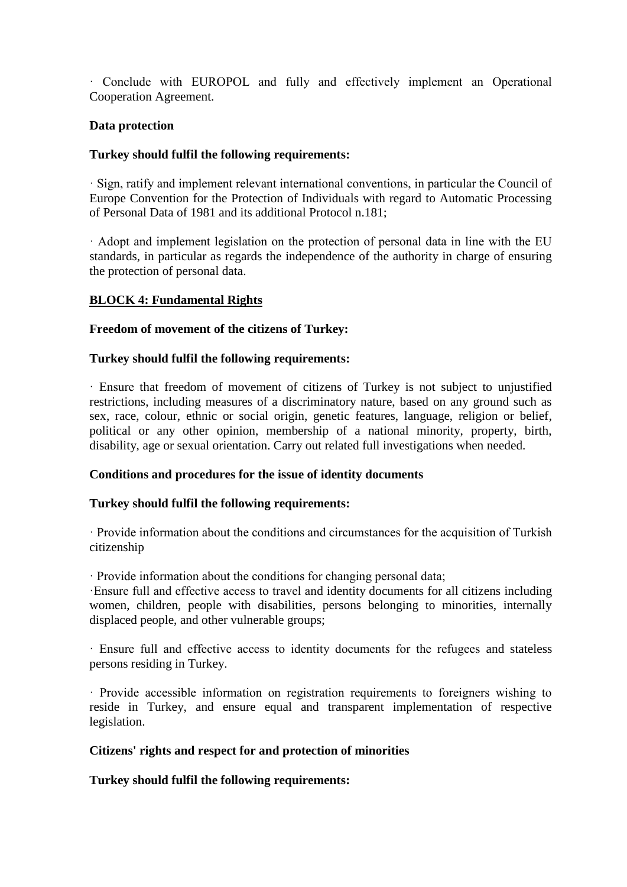· Conclude with EUROPOL and fully and effectively implement an Operational Cooperation Agreement.

**Data protection**

**Turkey should fulfil the following requirements:**

· Sign, ratify and implement relevant international conventions, in particular the Council of Europe Convention for the Protection of Individuals with regard to Automatic Processing of Personal Data of 1981 and its additional Protocol n.181;

· Adopt and implement legislation on the protection of personal data in line with the EU standards, in particular as regards the independence of the authority in charge of ensuring the protection of personal data.

**BLOCK 4: Fundamental Rights**

**Freedom of movement of the citizens of Turkey:**

**Turkey should fulfil the following requirements:**

· Ensure that freedom of movement of citizens of Turkey is not subject to unjustified restrictions, including measures of a discriminatory nature, based on any ground such as sex, race, colour, ethnic or social origin, genetic features, language, religion or belief, political or any other opinion, membership of a national minority, property, birth, disability, age or sexual orientation. Carry out related full investigations when needed.

**Conditions and procedures for the issue of identity documents**

**Turkey should fulfil the following requirements:**

· Provide information about the conditions and circumstances for the acquisition of Turkish citizenship

· Provide information about the conditions for changing personal data;

·Ensure full and effective access to travel and identity documents for all citizens including women, children, people with disabilities, persons belonging to minorities, internally displaced people, and other vulnerable groups;

· Ensure full and effective access to identity documents for the refugees and stateless persons residing in Turkey.

· Provide accessible information on registration requirements to foreigners wishing to reside in Turkey, and ensure equal and transparent implementation of respective legislation.

**Citizens' rights and respect for and protection of minorities**

**Turkey should fulfil the following requirements:**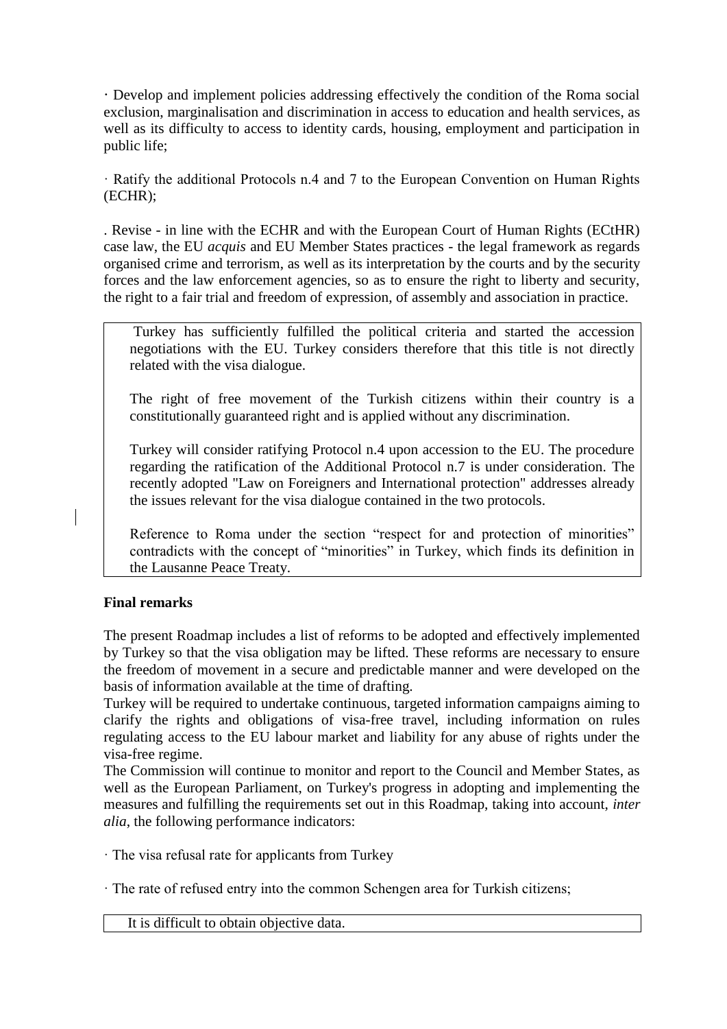· Develop and implement policies addressing effectively the condition of the Roma social exclusion, marginalisation and discrimination in access to education and health services, as well as its difficulty to access to identity cards, housing, employment and participation in public life;

· Ratify the additional Protocols n.4 and 7 to the European Convention on Human Rights (ECHR);

. Revise - in line with the ECHR and with the European Court of Human Rights (ECtHR) case law, the EU *acquis* and EU Member States practices - the legal framework as regards organised crime and terrorism, as well as its interpretation by the courts and by the security forces and the law enforcement agencies, so as to ensure the right to liberty and security, the right to a fair trial and freedom of expression, of assembly and association in practice.

> Turkey has sufficiently fulfilled the political criteria and started the accession negotiations with the EU. Turkey considers therefore that this title is not directly related with the visa dialogue.
>
> The right of free movement of the Turkish citizens within their country is a constitutionally guaranteed right and is applied without any discrimination.
>
> Turkey will consider ratifying Protocol n.4 upon accession to the EU. The procedure regarding the ratification of the Additional Protocol n.7 is under consideration. The recently adopted "Law on Foreigners and International protection" addresses already the issues relevant for the visa dialogue contained in the two protocols.
>
> Reference to Roma under the section "respect for and protection of minorities" contradicts with the concept of "minorities" in Turkey, which finds its definition in the Lausanne Peace Treaty.

**Final remarks**

The present Roadmap includes a list of reforms to be adopted and effectively implemented by Turkey so that the visa obligation may be lifted. These reforms are necessary to ensure the freedom of movement in a secure and predictable manner and were developed on the basis of information available at the time of drafting.

Turkey will be required to undertake continuous, targeted information campaigns aiming to clarify the rights and obligations of visa-free travel, including information on rules regulating access to the EU labour market and liability for any abuse of rights under the visa-free regime.

The Commission will continue to monitor and report to the Council and Member States, as well as the European Parliament, on Turkey's progress in adopting and implementing the measures and fulfilling the requirements set out in this Roadmap, taking into account, *inter alia*, the following performance indicators:

· The visa refusal rate for applicants from Turkey

· The rate of refused entry into the common Schengen area for Turkish citizens;

> It is difficult to obtain objective data.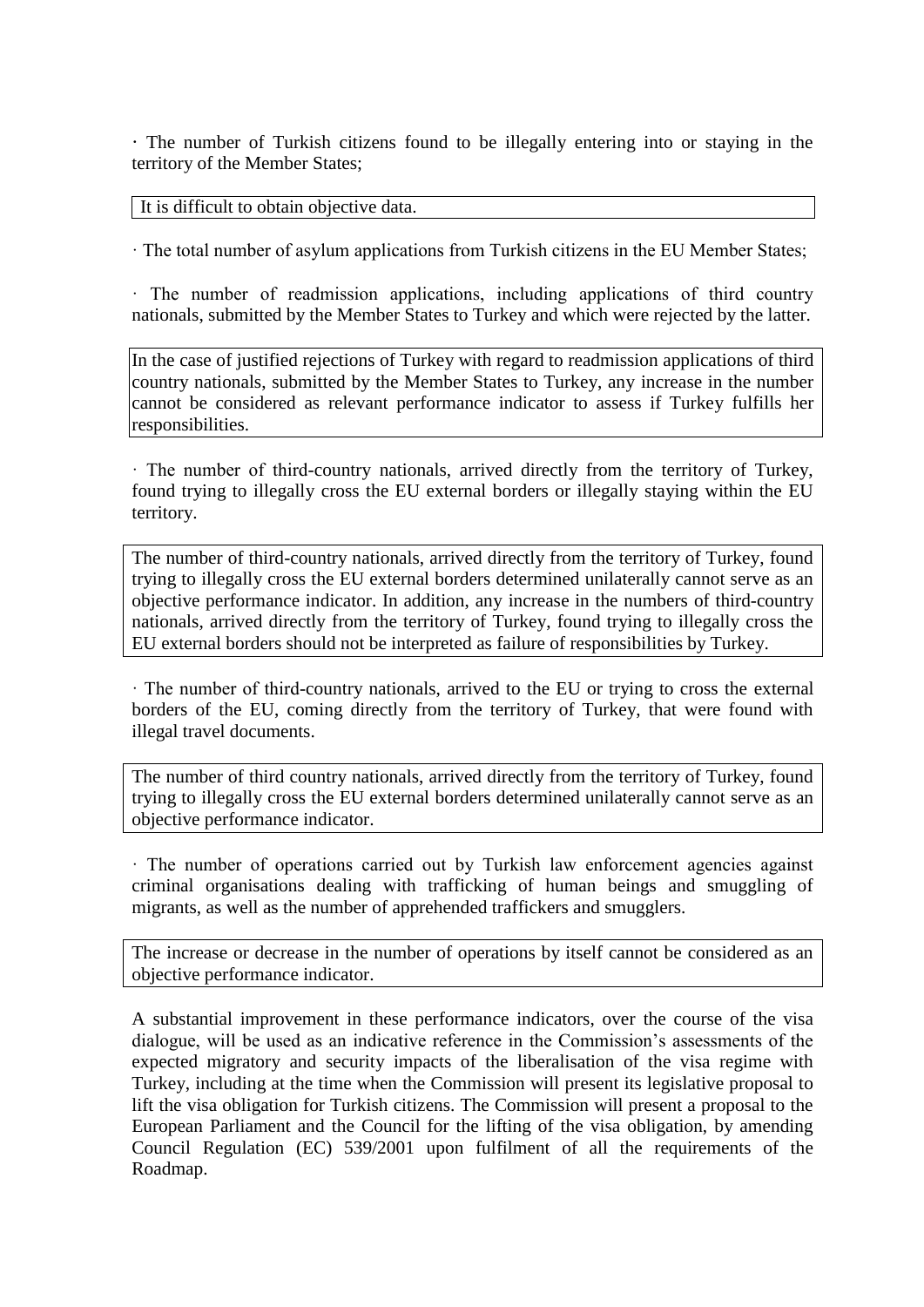· The number of Turkish citizens found to be illegally entering into or staying in the territory of the Member States;

> It is difficult to obtain objective data.

· The total number of asylum applications from Turkish citizens in the EU Member States;

· The number of readmission applications, including applications of third country nationals, submitted by the Member States to Turkey and which were rejected by the latter.

> In the case of justified rejections of Turkey with regard to readmission applications of third country nationals, submitted by the Member States to Turkey, any increase in the number cannot be considered as relevant performance indicator to assess if Turkey fulfills her responsibilities.

· The number of third-country nationals, arrived directly from the territory of Turkey, found trying to illegally cross the EU external borders or illegally staying within the EU territory.

> The number of third-country nationals, arrived directly from the territory of Turkey, found trying to illegally cross the EU external borders determined unilaterally cannot serve as an objective performance indicator. In addition, any increase in the numbers of third-country nationals, arrived directly from the territory of Turkey, found trying to illegally cross the EU external borders should not be interpreted as failure of responsibilities by Turkey.

· The number of third-country nationals, arrived to the EU or trying to cross the external borders of the EU, coming directly from the territory of Turkey, that were found with illegal travel documents.

> The number of third country nationals, arrived directly from the territory of Turkey, found trying to illegally cross the EU external borders determined unilaterally cannot serve as an objective performance indicator.

· The number of operations carried out by Turkish law enforcement agencies against criminal organisations dealing with trafficking of human beings and smuggling of migrants, as well as the number of apprehended traffickers and smugglers.

> The increase or decrease in the number of operations by itself cannot be considered as an objective performance indicator.

A substantial improvement in these performance indicators, over the course of the visa dialogue, will be used as an indicative reference in the Commission's assessments of the expected migratory and security impacts of the liberalisation of the visa regime with Turkey, including at the time when the Commission will present its legislative proposal to lift the visa obligation for Turkish citizens. The Commission will present a proposal to the European Parliament and the Council for the lifting of the visa obligation, by amending Council Regulation (EC) 539/2001 upon fulfilment of all the requirements of the Roadmap.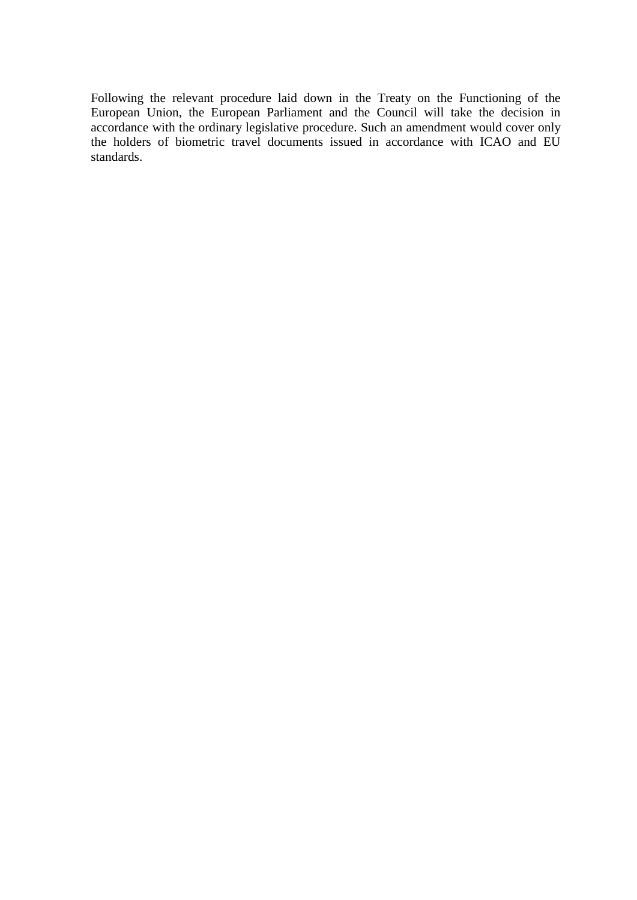Following the relevant procedure laid down in the Treaty on the Functioning of the European Union, the European Parliament and the Council will take the decision in accordance with the ordinary legislative procedure. Such an amendment would cover only the holders of biometric travel documents issued in accordance with ICAO and EU standards.